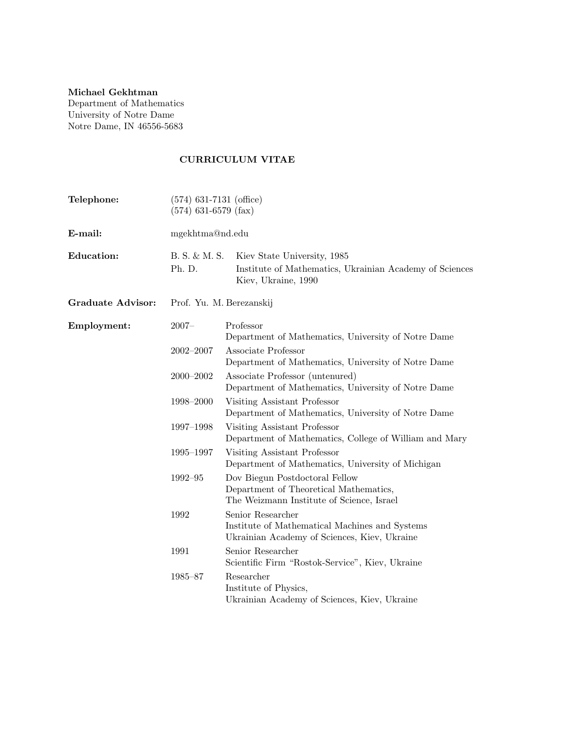**Michael Gekhtman**
Department of Mathematics
University of Notre Dame
Notre Dame, IN 46556-5683

## CURRICULUM VITAE

**Telephone:** (574) 631-7131 (office)
(574) 631-6579 (fax)

**E-mail:** mgekhtma@nd.edu

**Education:**

| | |
|---|---|
| B. S. & M. S. | Kiev State University, 1985 |
| Ph. D. | Institute of Mathematics, Ukrainian Academy of Sciences Kiev, Ukraine, 1990 |

**Graduate Advisor:** Prof. Yu. M. Berezanskij

**Employment:**

| | |
|---|---|
| 2007– | Professor<br>Department of Mathematics, University of Notre Dame |
| 2002–2007 | Associate Professor<br>Department of Mathematics, University of Notre Dame |
| 2000–2002 | Associate Professor (untenured)<br>Department of Mathematics, University of Notre Dame |
| 1998–2000 | Visiting Assistant Professor<br>Department of Mathematics, University of Notre Dame |
| 1997–1998 | Visiting Assistant Professor<br>Department of Mathematics, College of William and Mary |
| 1995–1997 | Visiting Assistant Professor<br>Department of Mathematics, University of Michigan |
| 1992–95 | Dov Biegun Postdoctoral Fellow<br>Department of Theoretical Mathematics,<br>The Weizmann Institute of Science, Israel |
| 1992 | Senior Researcher<br>Institute of Mathematical Machines and Systems<br>Ukrainian Academy of Sciences, Kiev, Ukraine |
| 1991 | Senior Researcher<br>Scientific Firm "Rostok-Service", Kiev, Ukraine |
| 1985–87 | Researcher<br>Institute of Physics,<br>Ukrainian Academy of Sciences, Kiev, Ukraine |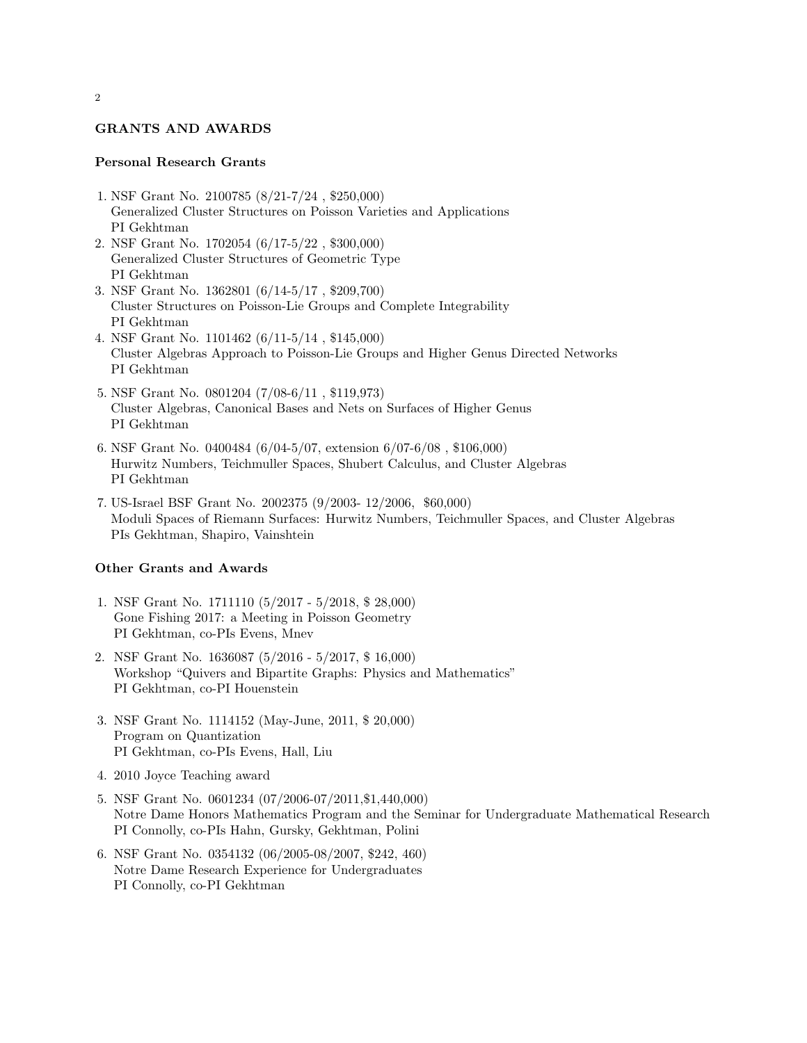## GRANTS AND AWARDS

### Personal Research Grants

1. NSF Grant No. 2100785 (8/21-7/24 , $250,000)
   Generalized Cluster Structures on Poisson Varieties and Applications
   PI Gekhtman
2. NSF Grant No. 1702054 (6/17-5/22 , $300,000)
   Generalized Cluster Structures of Geometric Type
   PI Gekhtman
3. NSF Grant No. 1362801 (6/14-5/17 , $209,700)
   Cluster Structures on Poisson-Lie Groups and Complete Integrability
   PI Gekhtman
4. NSF Grant No. 1101462 (6/11-5/14 , $145,000)
   Cluster Algebras Approach to Poisson-Lie Groups and Higher Genus Directed Networks
   PI Gekhtman
5. NSF Grant No. 0801204 (7/08-6/11 , $119,973)
   Cluster Algebras, Canonical Bases and Nets on Surfaces of Higher Genus
   PI Gekhtman
6. NSF Grant No. 0400484 (6/04-5/07, extension 6/07-6/08 , $106,000)
   Hurwitz Numbers, Teichmuller Spaces, Shubert Calculus, and Cluster Algebras
   PI Gekhtman
7. US-Israel BSF Grant No. 2002375 (9/2003- 12/2006, $60,000)
   Moduli Spaces of Riemann Surfaces: Hurwitz Numbers, Teichmuller Spaces, and Cluster Algebras
   PIs Gekhtman, Shapiro, Vainshtein

### Other Grants and Awards

1. NSF Grant No. 1711110 (5/2017 - 5/2018, $ 28,000)
   Gone Fishing 2017: a Meeting in Poisson Geometry
   PI Gekhtman, co-PIs Evens, Mnev
2. NSF Grant No. 1636087 (5/2016 - 5/2017, $ 16,000)
   Workshop "Quivers and Bipartite Graphs: Physics and Mathematics"
   PI Gekhtman, co-PI Houenstein
3. NSF Grant No. 1114152 (May-June, 2011, $ 20,000)
   Program on Quantization
   PI Gekhtman, co-PIs Evens, Hall, Liu
4. 2010 Joyce Teaching award
5. NSF Grant No. 0601234 (07/2006-07/2011,$1,440,000)
   Notre Dame Honors Mathematics Program and the Seminar for Undergraduate Mathematical Research
   PI Connolly, co-PIs Hahn, Gursky, Gekhtman, Polini
6. NSF Grant No. 0354132 (06/2005-08/2007, $242, 460)
   Notre Dame Research Experience for Undergraduates
   PI Connolly, co-PI Gekhtman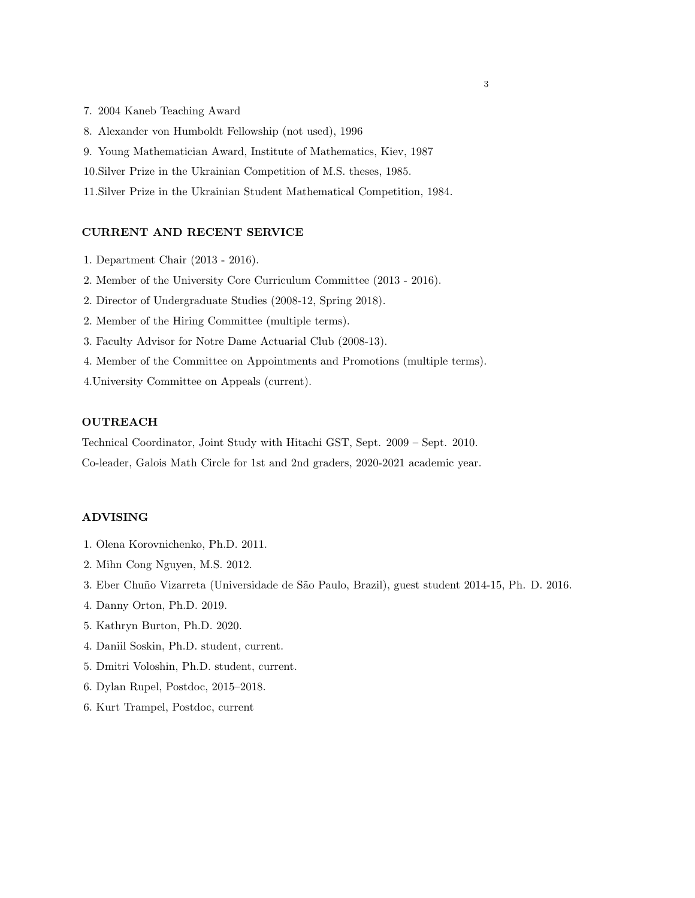7. 2004 Kaneb Teaching Award
8. Alexander von Humboldt Fellowship (not used), 1996
9. Young Mathematician Award, Institute of Mathematics, Kiev, 1987
10. Silver Prize in the Ukrainian Competition of M.S. theses, 1985.
11. Silver Prize in the Ukrainian Student Mathematical Competition, 1984.

## CURRENT AND RECENT SERVICE

1. Department Chair (2013 - 2016).
2. Member of the University Core Curriculum Committee (2013 - 2016).
2. Director of Undergraduate Studies (2008-12, Spring 2018).
2. Member of the Hiring Committee (multiple terms).
3. Faculty Advisor for Notre Dame Actuarial Club (2008-13).
4. Member of the Committee on Appointments and Promotions (multiple terms).
4. University Committee on Appeals (current).

## OUTREACH

Technical Coordinator, Joint Study with Hitachi GST, Sept. 2009 – Sept. 2010.

Co-leader, Galois Math Circle for 1st and 2nd graders, 2020-2021 academic year.

## ADVISING

1. Olena Korovnichenko, Ph.D. 2011.
2. Mihn Cong Nguyen, M.S. 2012.
3. Eber Chuño Vizarreta (Universidade de São Paulo, Brazil), guest student 2014-15, Ph. D. 2016.
4. Danny Orton, Ph.D. 2019.
5. Kathryn Burton, Ph.D. 2020.
4. Daniil Soskin, Ph.D. student, current.
5. Dmitri Voloshin, Ph.D. student, current.
6. Dylan Rupel, Postdoc, 2015–2018.
6. Kurt Trampel, Postdoc, current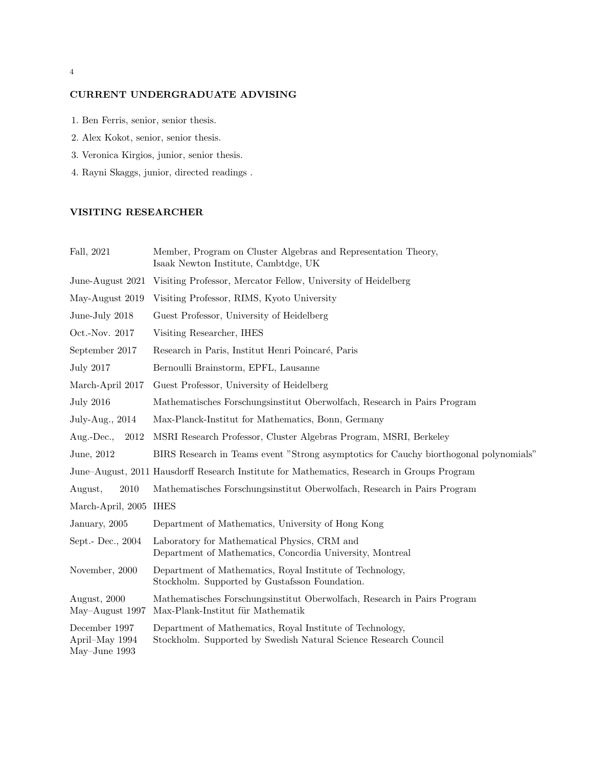## CURRENT UNDERGRADUATE ADVISING

1. Ben Ferris, senior, senior thesis.
2. Alex Kokot, senior, senior thesis.
3. Veronica Kirgios, junior, senior thesis.
4. Rayni Skaggs, junior, directed readings .

## VISITING RESEARCHER

| | |
|---|---|
| Fall, 2021 | Member, Program on Cluster Algebras and Representation Theory, Isaak Newton Institute, Cambtdge, UK |
| June-August 2021 | Visiting Professor, Mercator Fellow, University of Heidelberg |
| May-August 2019 | Visiting Professor, RIMS, Kyoto University |
| June-July 2018 | Guest Professor, University of Heidelberg |
| Oct.-Nov. 2017 | Visiting Researcher, IHES |
| September 2017 | Research in Paris, Institut Henri Poincaré, Paris |
| July 2017 | Bernoulli Brainstorm, EPFL, Lausanne |
| March-April 2017 | Guest Professor, University of Heidelberg |
| July 2016 | Mathematisches Forschungsinstitut Oberwolfach, Research in Pairs Program |
| July-Aug., 2014 | Max-Planck-Institut for Mathematics, Bonn, Germany |
| Aug.-Dec., 2012 | MSRI Research Professor, Cluster Algebras Program, MSRI, Berkeley |
| June, 2012 | BIRS Research in Teams event "Strong asymptotics for Cauchy biorthogonal polynomials" |
| June–August, 2011 | Hausdorff Research Institute for Mathematics, Research in Groups Program |
| August, 2010 | Mathematisches Forschungsinstitut Oberwolfach, Research in Pairs Program |
| March-April, 2005 | IHES |
| January, 2005 | Department of Mathematics, University of Hong Kong |
| Sept.- Dec., 2004 | Laboratory for Mathematical Physics, CRM and Department of Mathematics, Concordia University, Montreal |
| November, 2000 | Department of Mathematics, Royal Institute of Technology, Stockholm. Supported by Gustafsson Foundation. |
| August, 2000 | Mathematisches Forschungsinstitut Oberwolfach, Research in Pairs Program |
| May–August 1997 | Max-Plank-Institut für Mathematik |
| December 1997<br>April–May 1994<br>May–June 1993 | Department of Mathematics, Royal Institute of Technology, Stockholm. Supported by Swedish Natural Science Research Council |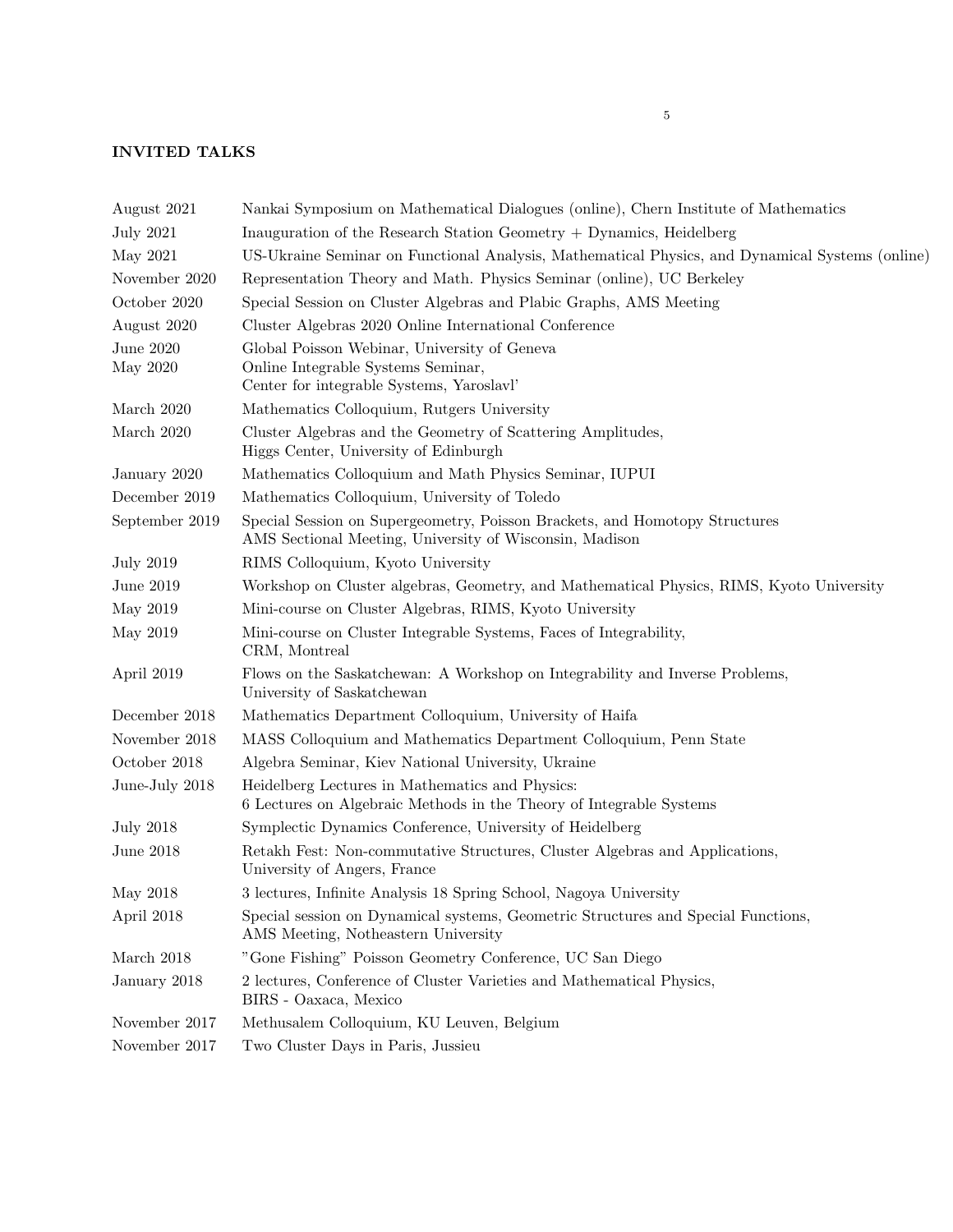### INVITED TALKS

| | |
|---|---|
| August 2021 | Nankai Symposium on Mathematical Dialogues (online), Chern Institute of Mathematics |
| July 2021 | Inauguration of the Research Station Geometry + Dynamics, Heidelberg |
| May 2021 | US-Ukraine Seminar on Functional Analysis, Mathematical Physics, and Dynamical Systems (online) |
| November 2020 | Representation Theory and Math. Physics Seminar (online), UC Berkeley |
| October 2020 | Special Session on Cluster Algebras and Plabic Graphs, AMS Meeting |
| August 2020 | Cluster Algebras 2020 Online International Conference |
| June 2020 | Global Poisson Webinar, University of Geneva |
| May 2020 | Online Integrable Systems Seminar, Center for integrable Systems, Yaroslavl' |
| March 2020 | Mathematics Colloquium, Rutgers University |
| March 2020 | Cluster Algebras and the Geometry of Scattering Amplitudes, Higgs Center, University of Edinburgh |
| January 2020 | Mathematics Colloquium and Math Physics Seminar, IUPUI |
| December 2019 | Mathematics Colloquium, University of Toledo |
| September 2019 | Special Session on Supergeometry, Poisson Brackets, and Homotopy Structures AMS Sectional Meeting, University of Wisconsin, Madison |
| July 2019 | RIMS Colloquium, Kyoto University |
| June 2019 | Workshop on Cluster algebras, Geometry, and Mathematical Physics, RIMS, Kyoto University |
| May 2019 | Mini-course on Cluster Algebras, RIMS, Kyoto University |
| May 2019 | Mini-course on Cluster Integrable Systems, Faces of Integrability, CRM, Montreal |
| April 2019 | Flows on the Saskatchewan: A Workshop on Integrability and Inverse Problems, University of Saskatchewan |
| December 2018 | Mathematics Department Colloquium, University of Haifa |
| November 2018 | MASS Colloquium and Mathematics Department Colloquium, Penn State |
| October 2018 | Algebra Seminar, Kiev National University, Ukraine |
| June-July 2018 | Heidelberg Lectures in Mathematics and Physics: 6 Lectures on Algebraic Methods in the Theory of Integrable Systems |
| July 2018 | Symplectic Dynamics Conference, University of Heidelberg |
| June 2018 | Retakh Fest: Non-commutative Structures, Cluster Algebras and Applications, University of Angers, France |
| May 2018 | 3 lectures, Infinite Analysis 18 Spring School, Nagoya University |
| April 2018 | Special session on Dynamical systems, Geometric Structures and Special Functions, AMS Meeting, Notheastern University |
| March 2018 | "Gone Fishing" Poisson Geometry Conference, UC San Diego |
| January 2018 | 2 lectures, Conference of Cluster Varieties and Mathematical Physics, BIRS - Oaxaca, Mexico |
| November 2017 | Methusalem Colloquium, KU Leuven, Belgium |
| November 2017 | Two Cluster Days in Paris, Jussieu |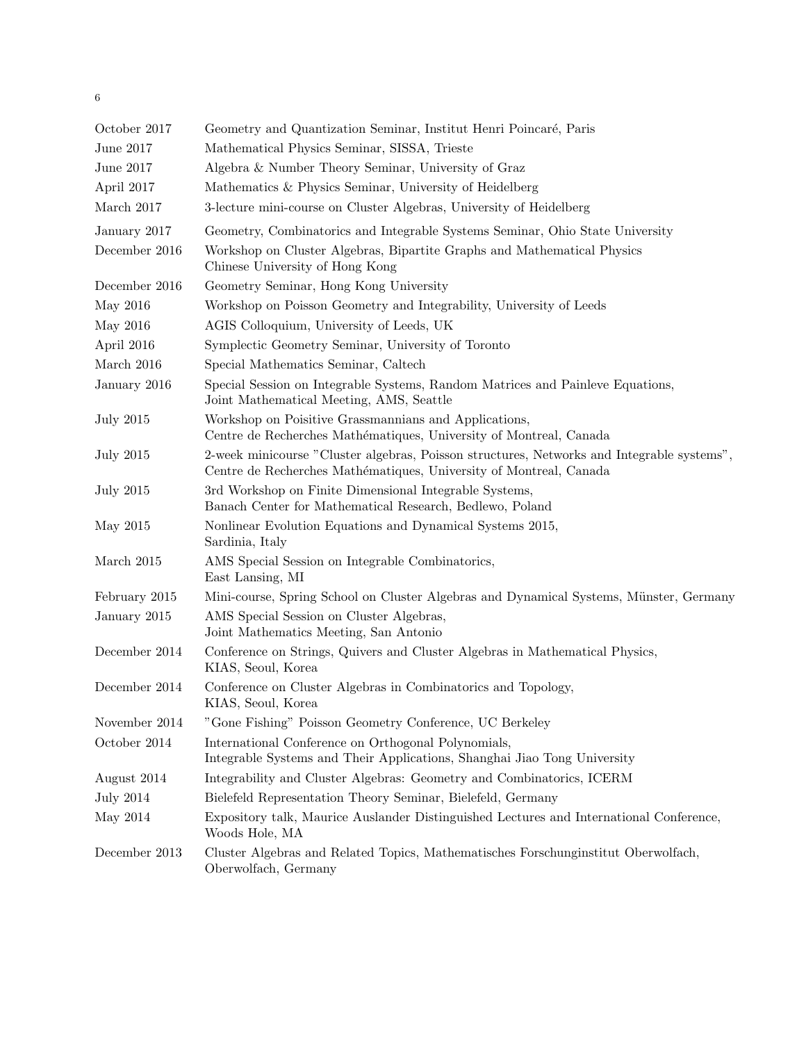| | |
|---|---|
| October 2017 | Geometry and Quantization Seminar, Institut Henri Poincaré, Paris |
| June 2017 | Mathematical Physics Seminar, SISSA, Trieste |
| June 2017 | Algebra & Number Theory Seminar, University of Graz |
| April 2017 | Mathematics & Physics Seminar, University of Heidelberg |
| March 2017 | 3-lecture mini-course on Cluster Algebras, University of Heidelberg |
| January 2017 | Geometry, Combinatorics and Integrable Systems Seminar, Ohio State University |
| December 2016 | Workshop on Cluster Algebras, Bipartite Graphs and Mathematical Physics Chinese University of Hong Kong |
| December 2016 | Geometry Seminar, Hong Kong University |
| May 2016 | Workshop on Poisson Geometry and Integrability, University of Leeds |
| May 2016 | AGIS Colloquium, University of Leeds, UK |
| April 2016 | Symplectic Geometry Seminar, University of Toronto |
| March 2016 | Special Mathematics Seminar, Caltech |
| January 2016 | Special Session on Integrable Systems, Random Matrices and Painleve Equations, Joint Mathematical Meeting, AMS, Seattle |
| July 2015 | Workshop on Poisitive Grassmannians and Applications, Centre de Recherches Mathématiques, University of Montreal, Canada |
| July 2015 | 2-week minicourse "Cluster algebras, Poisson structures, Networks and Integrable systems", Centre de Recherches Mathématiques, University of Montreal, Canada |
| July 2015 | 3rd Workshop on Finite Dimensional Integrable Systems, Banach Center for Mathematical Research, Bedlewo, Poland |
| May 2015 | Nonlinear Evolution Equations and Dynamical Systems 2015, Sardinia, Italy |
| March 2015 | AMS Special Session on Integrable Combinatorics, East Lansing, MI |
| February 2015 | Mini-course, Spring School on Cluster Algebras and Dynamical Systems, Münster, Germany |
| January 2015 | AMS Special Session on Cluster Algebras, Joint Mathematics Meeting, San Antonio |
| December 2014 | Conference on Strings, Quivers and Cluster Algebras in Mathematical Physics, KIAS, Seoul, Korea |
| December 2014 | Conference on Cluster Algebras in Combinatorics and Topology, KIAS, Seoul, Korea |
| November 2014 | "Gone Fishing" Poisson Geometry Conference, UC Berkeley |
| October 2014 | International Conference on Orthogonal Polynomials, Integrable Systems and Their Applications, Shanghai Jiao Tong University |
| August 2014 | Integrability and Cluster Algebras: Geometry and Combinatorics, ICERM |
| July 2014 | Bielefeld Representation Theory Seminar, Bielefeld, Germany |
| May 2014 | Expository talk, Maurice Auslander Distinguished Lectures and International Conference, Woods Hole, MA |
| December 2013 | Cluster Algebras and Related Topics, Mathematisches Forschunginstitut Oberwolfach, Oberwolfach, Germany |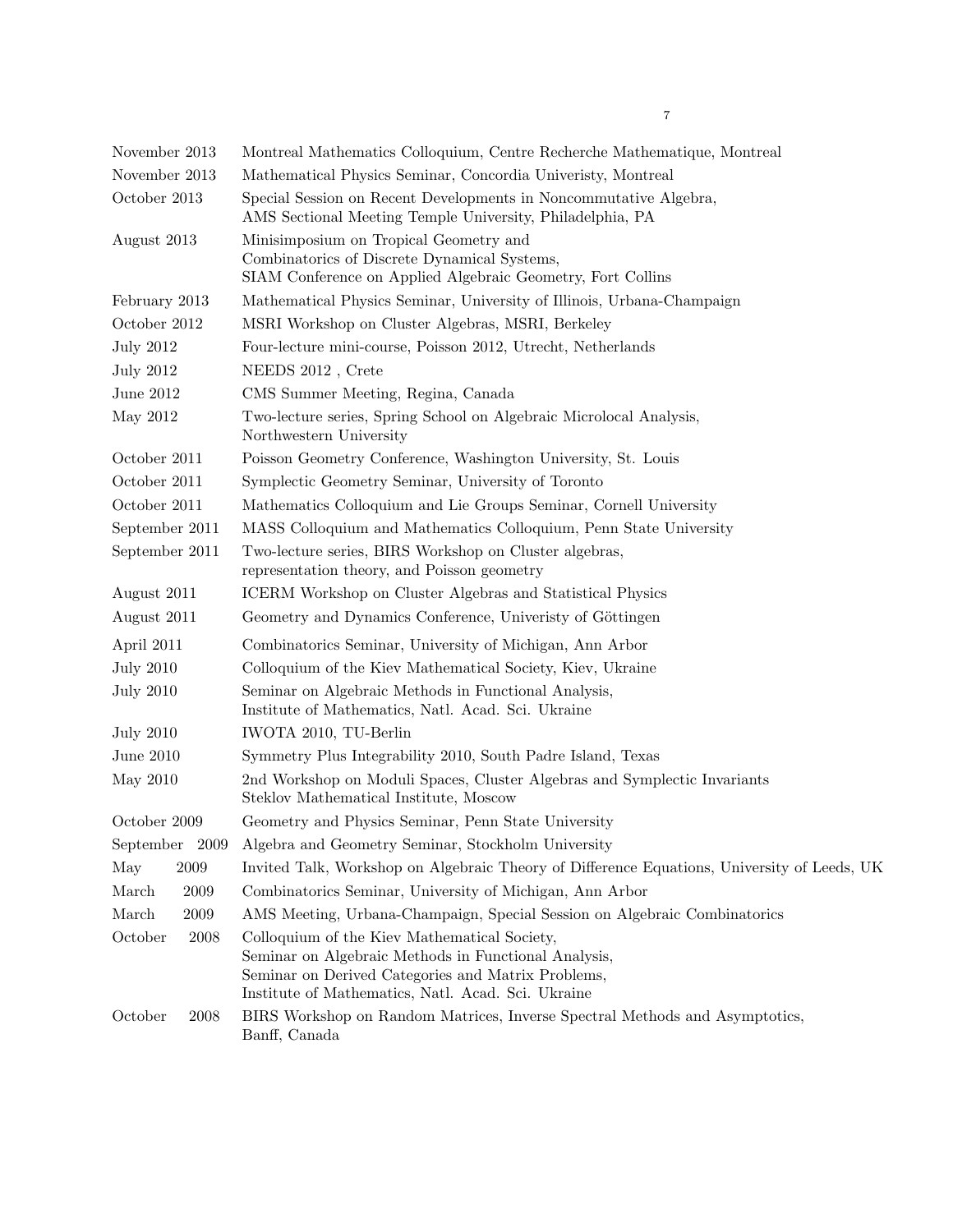| | |
|---|---|
| November 2013 | Montreal Mathematics Colloquium, Centre Recherche Mathematique, Montreal |
| November 2013 | Mathematical Physics Seminar, Concordia Univeristy, Montreal |
| October 2013 | Special Session on Recent Developments in Noncommutative Algebra, AMS Sectional Meeting Temple University, Philadelphia, PA |
| August 2013 | Minisimposium on Tropical Geometry and Combinatorics of Discrete Dynamical Systems, SIAM Conference on Applied Algebraic Geometry, Fort Collins |
| February 2013 | Mathematical Physics Seminar, University of Illinois, Urbana-Champaign |
| October 2012 | MSRI Workshop on Cluster Algebras, MSRI, Berkeley |
| July 2012 | Four-lecture mini-course, Poisson 2012, Utrecht, Netherlands |
| July 2012 | NEEDS 2012 , Crete |
| June 2012 | CMS Summer Meeting, Regina, Canada |
| May 2012 | Two-lecture series, Spring School on Algebraic Microlocal Analysis, Northwestern University |
| October 2011 | Poisson Geometry Conference, Washington University, St. Louis |
| October 2011 | Symplectic Geometry Seminar, University of Toronto |
| October 2011 | Mathematics Colloquium and Lie Groups Seminar, Cornell University |
| September 2011 | MASS Colloquium and Mathematics Colloquium, Penn State University |
| September 2011 | Two-lecture series, BIRS Workshop on Cluster algebras, representation theory, and Poisson geometry |
| August 2011 | ICERM Workshop on Cluster Algebras and Statistical Physics |
| August 2011 | Geometry and Dynamics Conference, Univeristy of Göttingen |
| April 2011 | Combinatorics Seminar, University of Michigan, Ann Arbor |
| July 2010 | Colloquium of the Kiev Mathematical Society, Kiev, Ukraine |
| July 2010 | Seminar on Algebraic Methods in Functional Analysis, Institute of Mathematics, Natl. Acad. Sci. Ukraine |
| July 2010 | IWOTA 2010, TU-Berlin |
| June 2010 | Symmetry Plus Integrability 2010, South Padre Island, Texas |
| May 2010 | 2nd Workshop on Moduli Spaces, Cluster Algebras and Symplectic Invariants Steklov Mathematical Institute, Moscow |
| October 2009 | Geometry and Physics Seminar, Penn State University |
| September 2009 | Algebra and Geometry Seminar, Stockholm University |
| May 2009 | Invited Talk, Workshop on Algebraic Theory of Difference Equations, University of Leeds, UK |
| March 2009 | Combinatorics Seminar, University of Michigan, Ann Arbor |
| March 2009 | AMS Meeting, Urbana-Champaign, Special Session on Algebraic Combinatorics |
| October 2008 | Colloquium of the Kiev Mathematical Society, Seminar on Algebraic Methods in Functional Analysis, Seminar on Derived Categories and Matrix Problems, Institute of Mathematics, Natl. Acad. Sci. Ukraine |
| October 2008 | BIRS Workshop on Random Matrices, Inverse Spectral Methods and Asymptotics, Banff, Canada |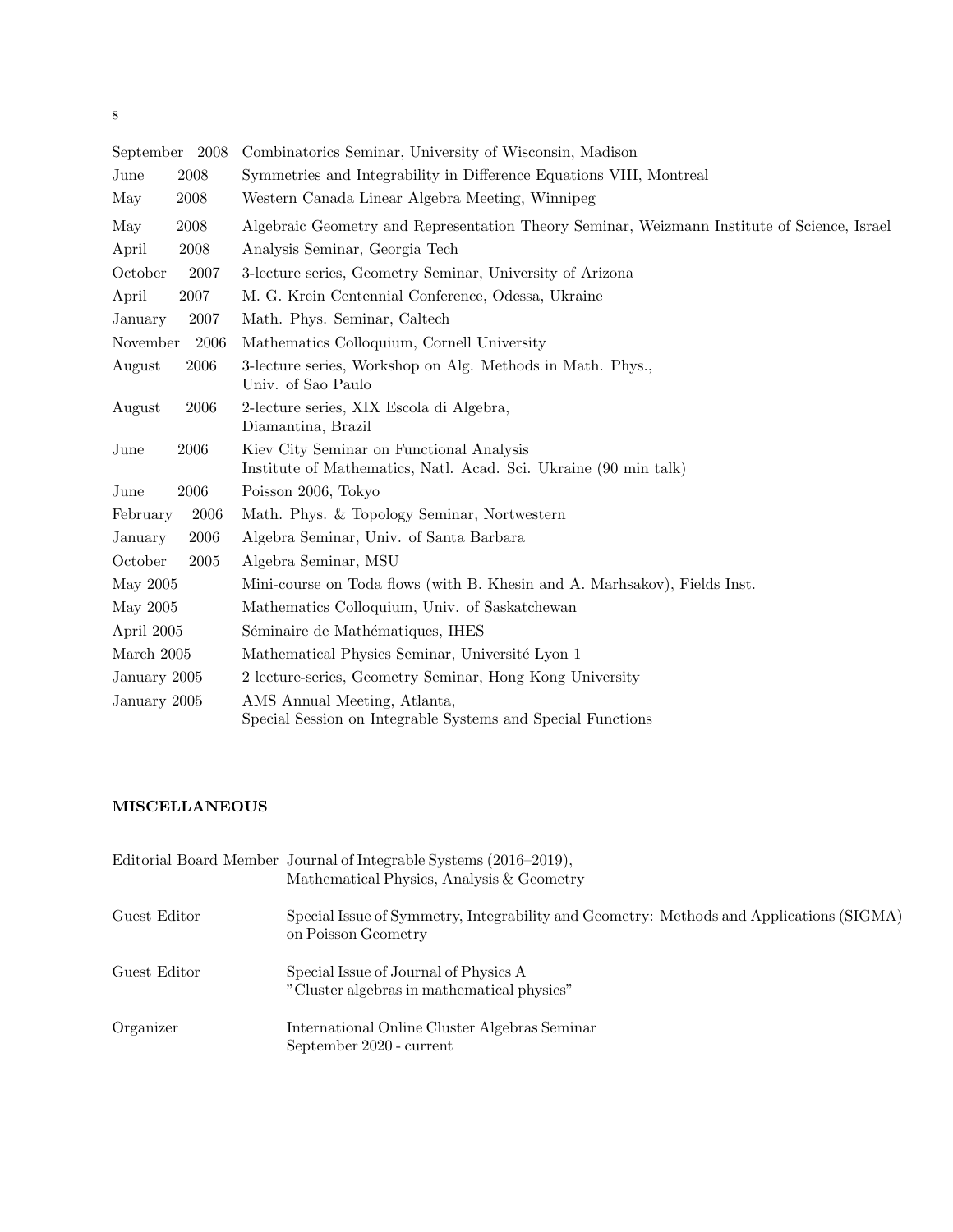| | |
|---|---|
| September 2008 | Combinatorics Seminar, University of Wisconsin, Madison |
| June 2008 | Symmetries and Integrability in Difference Equations VIII, Montreal |
| May 2008 | Western Canada Linear Algebra Meeting, Winnipeg |
| May 2008 | Algebraic Geometry and Representation Theory Seminar, Weizmann Institute of Science, Israel |
| April 2008 | Analysis Seminar, Georgia Tech |
| October 2007 | 3-lecture series, Geometry Seminar, University of Arizona |
| April 2007 | M. G. Krein Centennial Conference, Odessa, Ukraine |
| January 2007 | Math. Phys. Seminar, Caltech |
| November 2006 | Mathematics Colloquium, Cornell University |
| August 2006 | 3-lecture series, Workshop on Alg. Methods in Math. Phys., Univ. of Sao Paulo |
| August 2006 | 2-lecture series, XIX Escola di Algebra, Diamantina, Brazil |
| June 2006 | Kiev City Seminar on Functional Analysis Institute of Mathematics, Natl. Acad. Sci. Ukraine (90 min talk) |
| June 2006 | Poisson 2006, Tokyo |
| February 2006 | Math. Phys. & Topology Seminar, Nortwestern |
| January 2006 | Algebra Seminar, Univ. of Santa Barbara |
| October 2005 | Algebra Seminar, MSU |
| May 2005 | Mini-course on Toda flows (with B. Khesin and A. Marhsakov), Fields Inst. |
| May 2005 | Mathematics Colloquium, Univ. of Saskatchewan |
| April 2005 | Séminaire de Mathématiques, IHES |
| March 2005 | Mathematical Physics Seminar, Université Lyon 1 |
| January 2005 | 2 lecture-series, Geometry Seminar, Hong Kong University |
| January 2005 | AMS Annual Meeting, Atlanta, Special Session on Integrable Systems and Special Functions |

**MISCELLANEOUS**

| | |
|---|---|
| Editorial Board Member | Journal of Integrable Systems (2016–2019), Mathematical Physics, Analysis & Geometry |
| Guest Editor | Special Issue of Symmetry, Integrability and Geometry: Methods and Applications (SIGMA) on Poisson Geometry |
| Guest Editor | Special Issue of Journal of Physics A "Cluster algebras in mathematical physics" |
| Organizer | International Online Cluster Algebras Seminar September 2020 - current |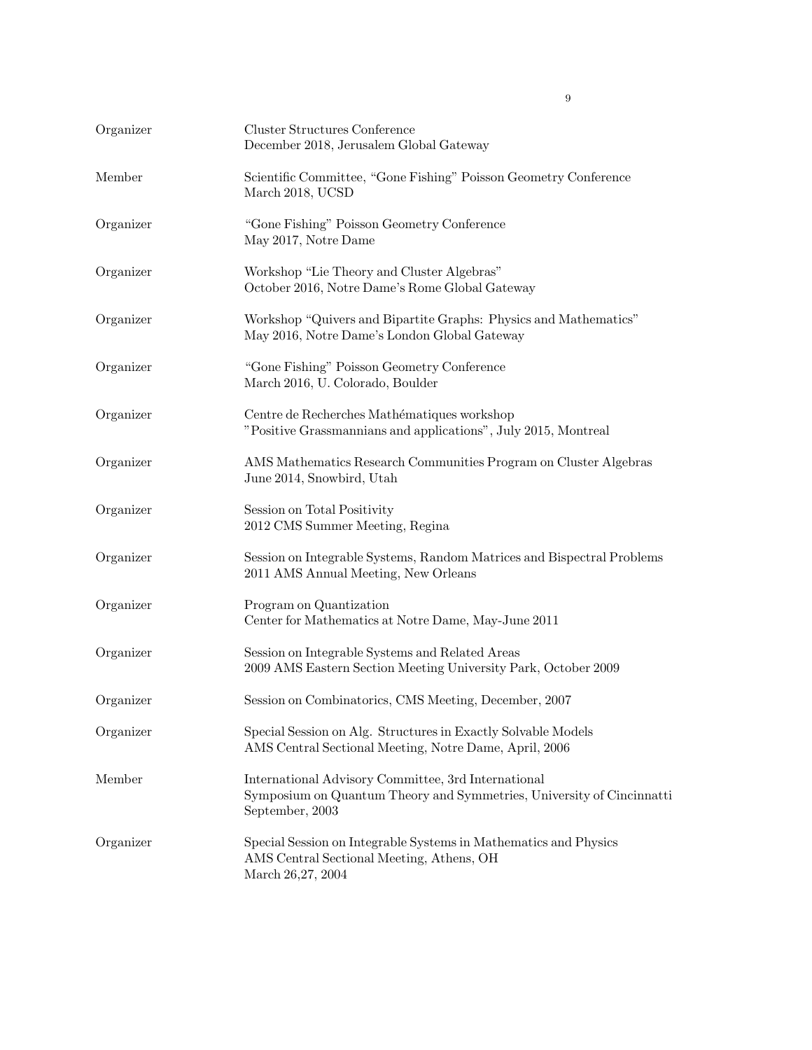| | |
|---|---|
| Organizer | Cluster Structures Conference<br>December 2018, Jerusalem Global Gateway |
| Member | Scientific Committee, "Gone Fishing" Poisson Geometry Conference<br>March 2018, UCSD |
| Organizer | "Gone Fishing" Poisson Geometry Conference<br>May 2017, Notre Dame |
| Organizer | Workshop "Lie Theory and Cluster Algebras"<br>October 2016, Notre Dame's Rome Global Gateway |
| Organizer | Workshop "Quivers and Bipartite Graphs: Physics and Mathematics"<br>May 2016, Notre Dame's London Global Gateway |
| Organizer | "Gone Fishing" Poisson Geometry Conference<br>March 2016, U. Colorado, Boulder |
| Organizer | Centre de Recherches Mathématiques workshop<br>"Positive Grassmannians and applications", July 2015, Montreal |
| Organizer | AMS Mathematics Research Communities Program on Cluster Algebras<br>June 2014, Snowbird, Utah |
| Organizer | Session on Total Positivity<br>2012 CMS Summer Meeting, Regina |
| Organizer | Session on Integrable Systems, Random Matrices and Bispectral Problems<br>2011 AMS Annual Meeting, New Orleans |
| Organizer | Program on Quantization<br>Center for Mathematics at Notre Dame, May-June 2011 |
| Organizer | Session on Integrable Systems and Related Areas<br>2009 AMS Eastern Section Meeting University Park, October 2009 |
| Organizer | Session on Combinatorics, CMS Meeting, December, 2007 |
| Organizer | Special Session on Alg. Structures in Exactly Solvable Models<br>AMS Central Sectional Meeting, Notre Dame, April, 2006 |
| Member | International Advisory Committee, 3rd International<br>Symposium on Quantum Theory and Symmetries, University of Cincinnatti<br>September, 2003 |
| Organizer | Special Session on Integrable Systems in Mathematics and Physics<br>AMS Central Sectional Meeting, Athens, OH<br>March 26,27, 2004 |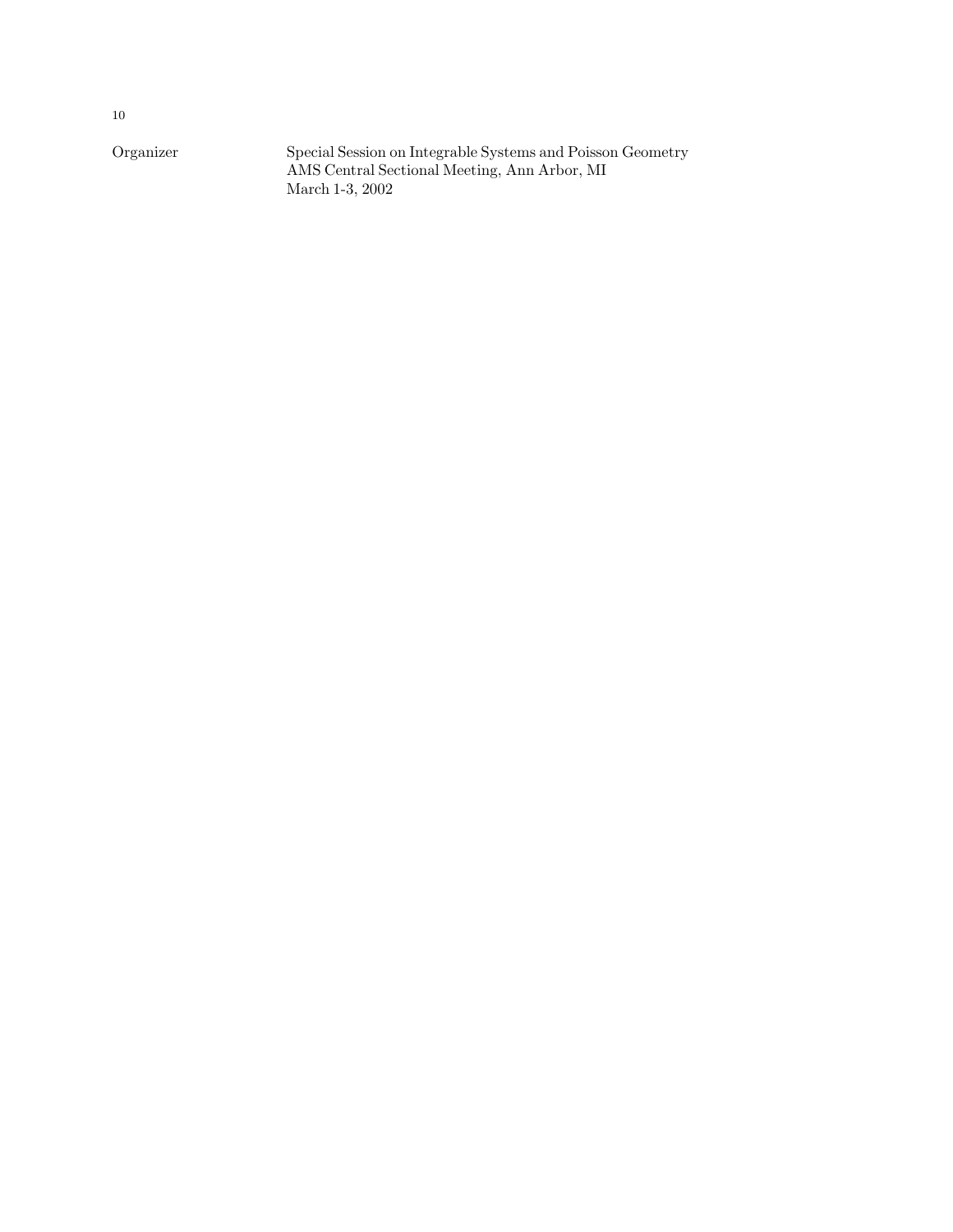| | |
|---|---|
| Organizer | Special Session on Integrable Systems and Poisson Geometry<br>AMS Central Sectional Meeting, Ann Arbor, MI<br>March 1-3, 2002 |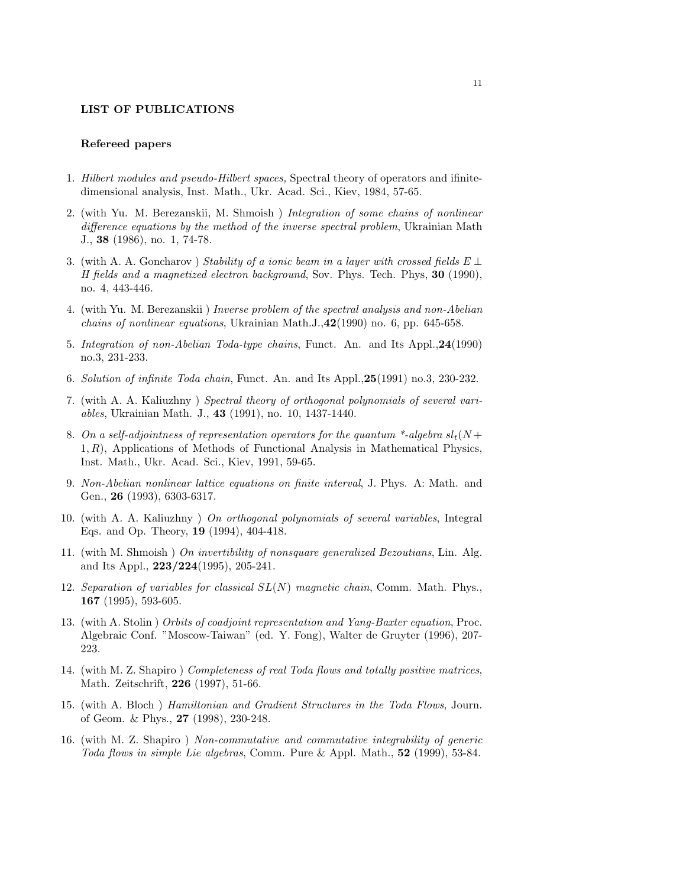### LIST OF PUBLICATIONS

#### Refereed papers

1. *Hilbert modules and pseudo-Hilbert spaces,* Spectral theory of operators and ifinite-dimensional analysis, Inst. Math., Ukr. Acad. Sci., Kiev, 1984, 57-65.
2. (with Yu. M. Berezanskii, M. Shmoish ) *Integration of some chains of nonlinear difference equations by the method of the inverse spectral problem*, Ukrainian Math J., **38** (1986), no. 1, 74-78.
3. (with A. A. Goncharov ) *Stability of a ionic beam in a layer with crossed fields $E \perp H$ fields and a magnetized electron background*, Sov. Phys. Tech. Phys, **30** (1990), no. 4, 443-446.
4. (with Yu. M. Berezanskii ) *Inverse problem of the spectral analysis and non-Abelian chains of nonlinear equations*, Ukrainian Math.J.,**42**(1990) no. 6, pp. 645-658.
5. *Integration of non-Abelian Toda-type chains*, Funct. An. and Its Appl.,**24**(1990) no.3, 231-233.
6. *Solution of infinite Toda chain*, Funct. An. and Its Appl.,**25**(1991) no.3, 230-232.
7. (with A. A. Kaliuzhny ) *Spectral theory of orthogonal polynomials of several variables*, Ukrainian Math. J., **43** (1991), no. 10, 1437-1440.
8. *On a self-adjointness of representation operators for the quantum \*-algebra $sl_t(N+1,R)$*, Applications of Methods of Functional Analysis in Mathematical Physics, Inst. Math., Ukr. Acad. Sci., Kiev, 1991, 59-65.
9. *Non-Abelian nonlinear lattice equations on finite interval*, J. Phys. A: Math. and Gen., **26** (1993), 6303-6317.
10. (with A. A. Kaliuzhny ) *On orthogonal polynomials of several variables*, Integral Eqs. and Op. Theory, **19** (1994), 404-418.
11. (with M. Shmoish ) *On invertibility of nonsquare generalized Bezoutians*, Lin. Alg. and Its Appl., **223/224**(1995), 205-241.
12. *Separation of variables for classical $SL(N)$ magnetic chain*, Comm. Math. Phys., **167** (1995), 593-605.
13. (with A. Stolin ) *Orbits of coadjoint representation and Yang-Baxter equation*, Proc. Algebraic Conf. "Moscow-Taiwan" (ed. Y. Fong), Walter de Gruyter (1996), 207-223.
14. (with M. Z. Shapiro ) *Completeness of real Toda flows and totally positive matrices*, Math. Zeitschrift, **226** (1997), 51-66.
15. (with A. Bloch ) *Hamiltonian and Gradient Structures in the Toda Flows*, Journ. of Geom. & Phys., **27** (1998), 230-248.
16. (with M. Z. Shapiro ) *Non-commutative and commutative integrability of generic Toda flows in simple Lie algebras*, Comm. Pure & Appl. Math., **52** (1999), 53-84.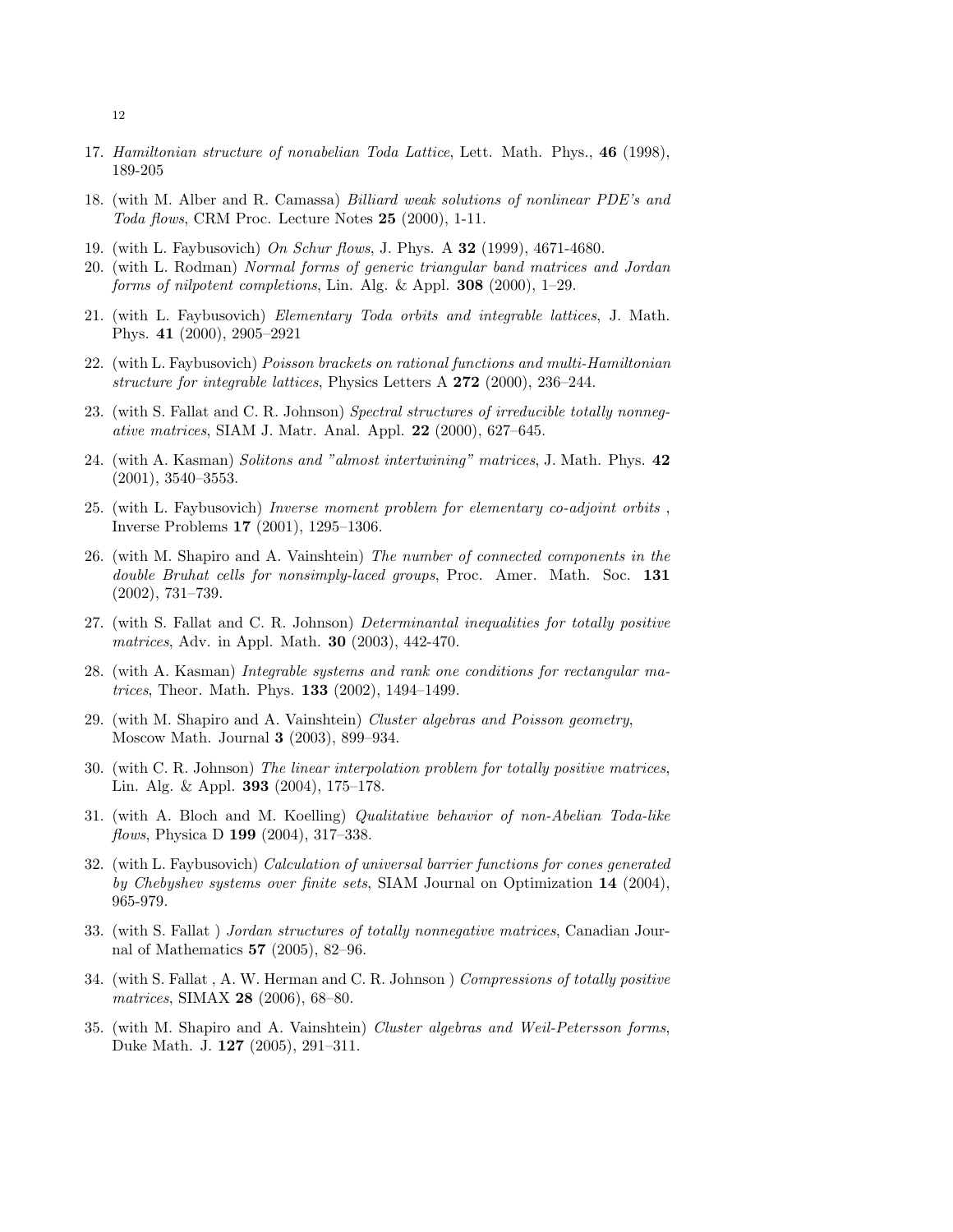17. *Hamiltonian structure of nonabelian Toda Lattice*, Lett. Math. Phys., **46** (1998), 189-205
18. (with M. Alber and R. Camassa) *Billiard weak solutions of nonlinear PDE's and Toda flows*, CRM Proc. Lecture Notes **25** (2000), 1-11.
19. (with L. Faybusovich) *On Schur flows*, J. Phys. A **32** (1999), 4671-4680.
20. (with L. Rodman) *Normal forms of generic triangular band matrices and Jordan forms of nilpotent completions*, Lin. Alg. & Appl. **308** (2000), 1–29.
21. (with L. Faybusovich) *Elementary Toda orbits and integrable lattices*, J. Math. Phys. **41** (2000), 2905–2921
22. (with L. Faybusovich) *Poisson brackets on rational functions and multi-Hamiltonian structure for integrable lattices*, Physics Letters A **272** (2000), 236–244.
23. (with S. Fallat and C. R. Johnson) *Spectral structures of irreducible totally nonnegative matrices*, SIAM J. Matr. Anal. Appl. **22** (2000), 627–645.
24. (with A. Kasman) *Solitons and "almost intertwining" matrices*, J. Math. Phys. **42** (2001), 3540–3553.
25. (with L. Faybusovich) *Inverse moment problem for elementary co-adjoint orbits* , Inverse Problems **17** (2001), 1295–1306.
26. (with M. Shapiro and A. Vainshtein) *The number of connected components in the double Bruhat cells for nonsimply-laced groups*, Proc. Amer. Math. Soc. **131** (2002), 731–739.
27. (with S. Fallat and C. R. Johnson) *Determinantal inequalities for totally positive matrices*, Adv. in Appl. Math. **30** (2003), 442-470.
28. (with A. Kasman) *Integrable systems and rank one conditions for rectangular matrices*, Theor. Math. Phys. **133** (2002), 1494–1499.
29. (with M. Shapiro and A. Vainshtein) *Cluster algebras and Poisson geometry*, Moscow Math. Journal **3** (2003), 899–934.
30. (with C. R. Johnson) *The linear interpolation problem for totally positive matrices*, Lin. Alg. & Appl. **393** (2004), 175–178.
31. (with A. Bloch and M. Koelling) *Qualitative behavior of non-Abelian Toda-like flows*, Physica D **199** (2004), 317–338.
32. (with L. Faybusovich) *Calculation of universal barrier functions for cones generated by Chebyshev systems over finite sets*, SIAM Journal on Optimization **14** (2004), 965-979.
33. (with S. Fallat ) *Jordan structures of totally nonnegative matrices*, Canadian Journal of Mathematics **57** (2005), 82–96.
34. (with S. Fallat , A. W. Herman and C. R. Johnson ) *Compressions of totally positive matrices*, SIMAX **28** (2006), 68–80.
35. (with M. Shapiro and A. Vainshtein) *Cluster algebras and Weil-Petersson forms*, Duke Math. J. **127** (2005), 291–311.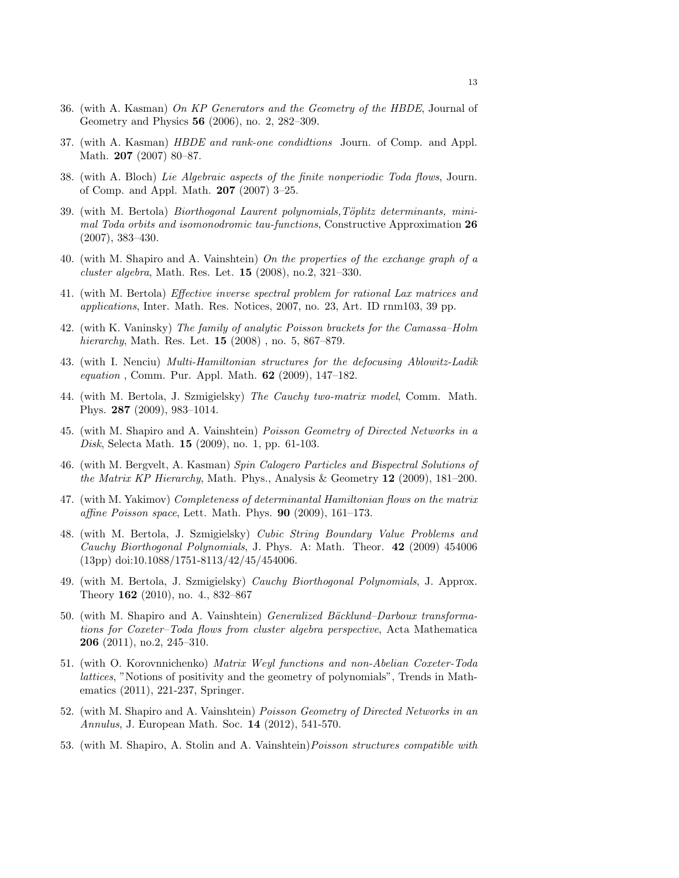36. (with A. Kasman) *On KP Generators and the Geometry of the HBDE*, Journal of Geometry and Physics **56** (2006), no. 2, 282–309.

37. (with A. Kasman) *HBDE and rank-one condidtions* Journ. of Comp. and Appl. Math. **207** (2007) 80–87.

38. (with A. Bloch) *Lie Algebraic aspects of the finite nonperiodic Toda flows*, Journ. of Comp. and Appl. Math. **207** (2007) 3–25.

39. (with M. Bertola) *Biorthogonal Laurent polynomials,Töplitz determinants, minimal Toda orbits and isomonodromic tau-functions*, Constructive Approximation **26** (2007), 383–430.

40. (with M. Shapiro and A. Vainshtein) *On the properties of the exchange graph of a cluster algebra*, Math. Res. Let. **15** (2008), no.2, 321–330.

41. (with M. Bertola) *Effective inverse spectral problem for rational Lax matrices and applications*, Inter. Math. Res. Notices, 2007, no. 23, Art. ID rnm103, 39 pp.

42. (with K. Vaninsky) *The family of analytic Poisson brackets for the Camassa–Holm hierarchy*, Math. Res. Let. **15** (2008) , no. 5, 867–879.

43. (with I. Nenciu) *Multi-Hamiltonian structures for the defocusing Ablowitz-Ladik equation* , Comm. Pur. Appl. Math. **62** (2009), 147–182.

44. (with M. Bertola, J. Szmigielsky) *The Cauchy two-matrix model*, Comm. Math. Phys. **287** (2009), 983–1014.

45. (with M. Shapiro and A. Vainshtein) *Poisson Geometry of Directed Networks in a Disk*, Selecta Math. **15** (2009), no. 1, pp. 61-103.

46. (with M. Bergvelt, A. Kasman) *Spin Calogero Particles and Bispectral Solutions of the Matrix KP Hierarchy*, Math. Phys., Analysis & Geometry **12** (2009), 181–200.

47. (with M. Yakimov) *Completeness of determinantal Hamiltonian flows on the matrix affine Poisson space*, Lett. Math. Phys. **90** (2009), 161–173.

48. (with M. Bertola, J. Szmigielsky) *Cubic String Boundary Value Problems and Cauchy Biorthogonal Polynomials*, J. Phys. A: Math. Theor. **42** (2009) 454006 (13pp) doi:10.1088/1751-8113/42/45/454006.

49. (with M. Bertola, J. Szmigielsky) *Cauchy Biorthogonal Polynomials*, J. Approx. Theory **162** (2010), no. 4., 832–867

50. (with M. Shapiro and A. Vainshtein) *Generalized Bäcklund–Darboux transformations for Coxeter–Toda flows from cluster algebra perspective*, Acta Mathematica **206** (2011), no.2, 245–310.

51. (with O. Korovnnichenko) *Matrix Weyl functions and non-Abelian Coxeter-Toda lattices*, "Notions of positivity and the geometry of polynomials", Trends in Mathematics (2011), 221-237, Springer.

52. (with M. Shapiro and A. Vainshtein) *Poisson Geometry of Directed Networks in an Annulus*, J. European Math. Soc. **14** (2012), 541-570.

53. (with M. Shapiro, A. Stolin and A. Vainshtein)*Poisson structures compatible with*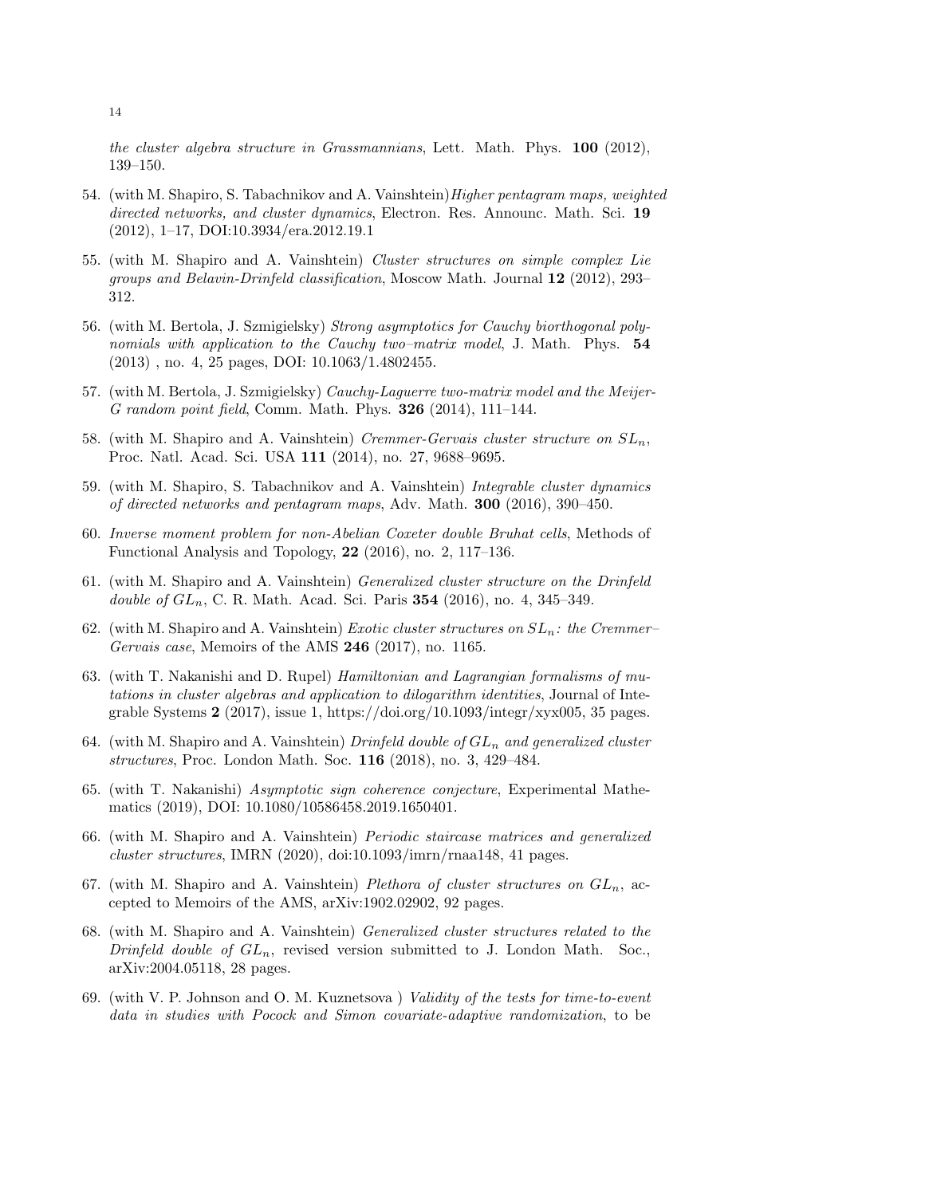*the cluster algebra structure in Grassmannians*, Lett. Math. Phys. **100** (2012), 139–150.

54. (with M. Shapiro, S. Tabachnikov and A. Vainshtein)*Higher pentagram maps, weighted directed networks, and cluster dynamics*, Electron. Res. Announc. Math. Sci. **19** (2012), 1–17, DOI:10.3934/era.2012.19.1

55. (with M. Shapiro and A. Vainshtein) *Cluster structures on simple complex Lie groups and Belavin-Drinfeld classification*, Moscow Math. Journal **12** (2012), 293–312.

56. (with M. Bertola, J. Szmigielsky) *Strong asymptotics for Cauchy biorthogonal polynomials with application to the Cauchy two–matrix model*, J. Math. Phys. **54** (2013) , no. 4, 25 pages, DOI: 10.1063/1.4802455.

57. (with M. Bertola, J. Szmigielsky) *Cauchy-Laguerre two-matrix model and the Meijer-G random point field*, Comm. Math. Phys. **326** (2014), 111–144.

58. (with M. Shapiro and A. Vainshtein) *Cremmer-Gervais cluster structure on $SL_n$*, Proc. Natl. Acad. Sci. USA **111** (2014), no. 27, 9688–9695.

59. (with M. Shapiro, S. Tabachnikov and A. Vainshtein) *Integrable cluster dynamics of directed networks and pentagram maps*, Adv. Math. **300** (2016), 390–450.

60. *Inverse moment problem for non-Abelian Coxeter double Bruhat cells*, Methods of Functional Analysis and Topology, **22** (2016), no. 2, 117–136.

61. (with M. Shapiro and A. Vainshtein) *Generalized cluster structure on the Drinfeld double of $GL_n$*, C. R. Math. Acad. Sci. Paris **354** (2016), no. 4, 345–349.

62. (with M. Shapiro and A. Vainshtein) *Exotic cluster structures on $SL_n$: the Cremmer–Gervais case*, Memoirs of the AMS **246** (2017), no. 1165.

63. (with T. Nakanishi and D. Rupel) *Hamiltonian and Lagrangian formalisms of mutations in cluster algebras and application to dilogarithm identities*, Journal of Integrable Systems **2** (2017), issue 1, https://doi.org/10.1093/integr/xyx005, 35 pages.

64. (with M. Shapiro and A. Vainshtein) *Drinfeld double of $GL_n$ and generalized cluster structures*, Proc. London Math. Soc. **116** (2018), no. 3, 429–484.

65. (with T. Nakanishi) *Asymptotic sign coherence conjecture*, Experimental Mathematics (2019), DOI: 10.1080/10586458.2019.1650401.

66. (with M. Shapiro and A. Vainshtein) *Periodic staircase matrices and generalized cluster structures*, IMRN (2020), doi:10.1093/imrn/rnaa148, 41 pages.

67. (with M. Shapiro and A. Vainshtein) *Plethora of cluster structures on $GL_n$*, accepted to Memoirs of the AMS, arXiv:1902.02902, 92 pages.

68. (with M. Shapiro and A. Vainshtein) *Generalized cluster structures related to the Drinfeld double of $GL_n$*, revised version submitted to J. London Math. Soc., arXiv:2004.05118, 28 pages.

69. (with V. P. Johnson and O. M. Kuznetsova ) *Validity of the tests for time-to-event data in studies with Pocock and Simon covariate-adaptive randomization*, to be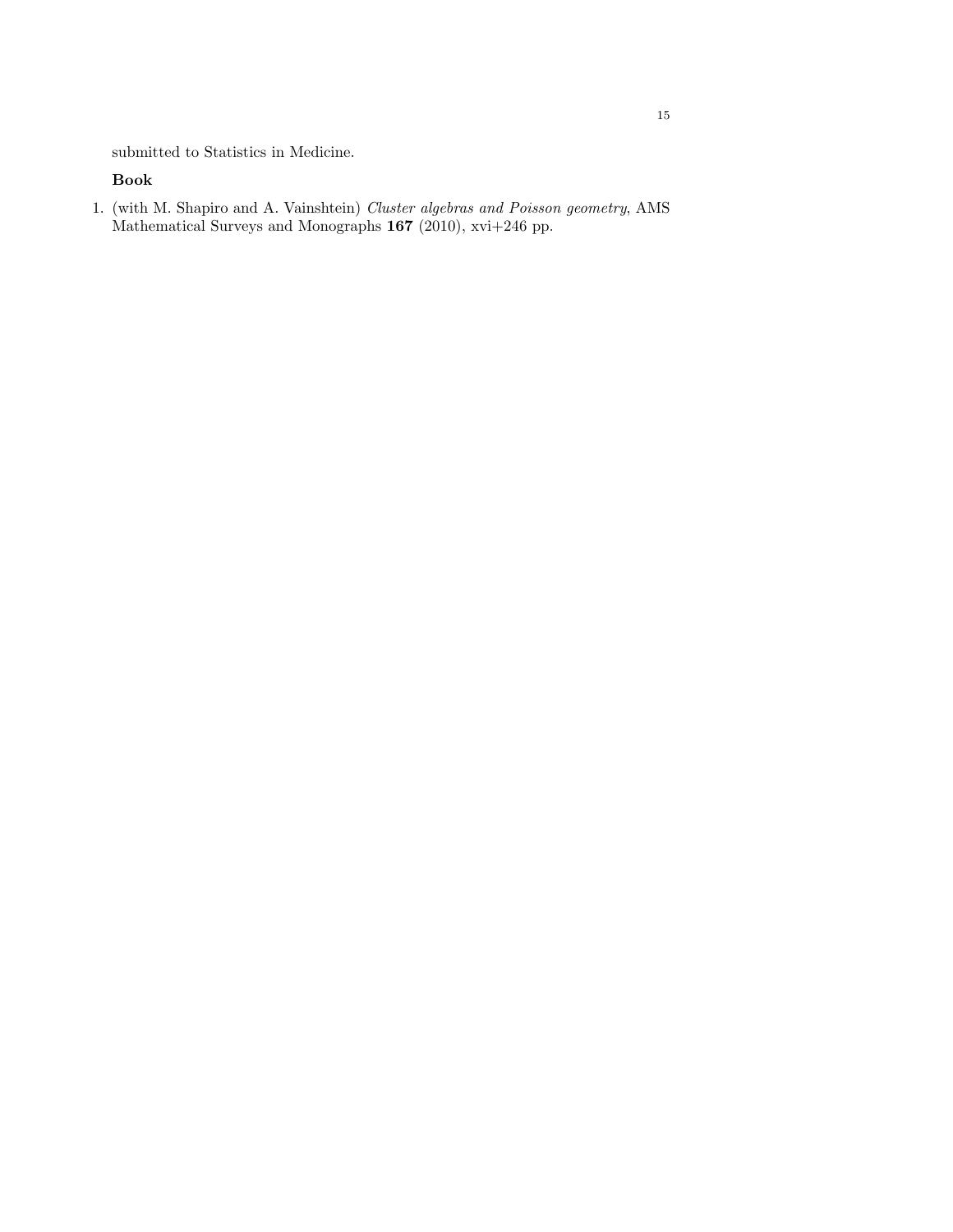submitted to Statistics in Medicine.

**Book**

1. (with M. Shapiro and A. Vainshtein) *Cluster algebras and Poisson geometry*, AMS Mathematical Surveys and Monographs **167** (2010), xvi+246 pp.